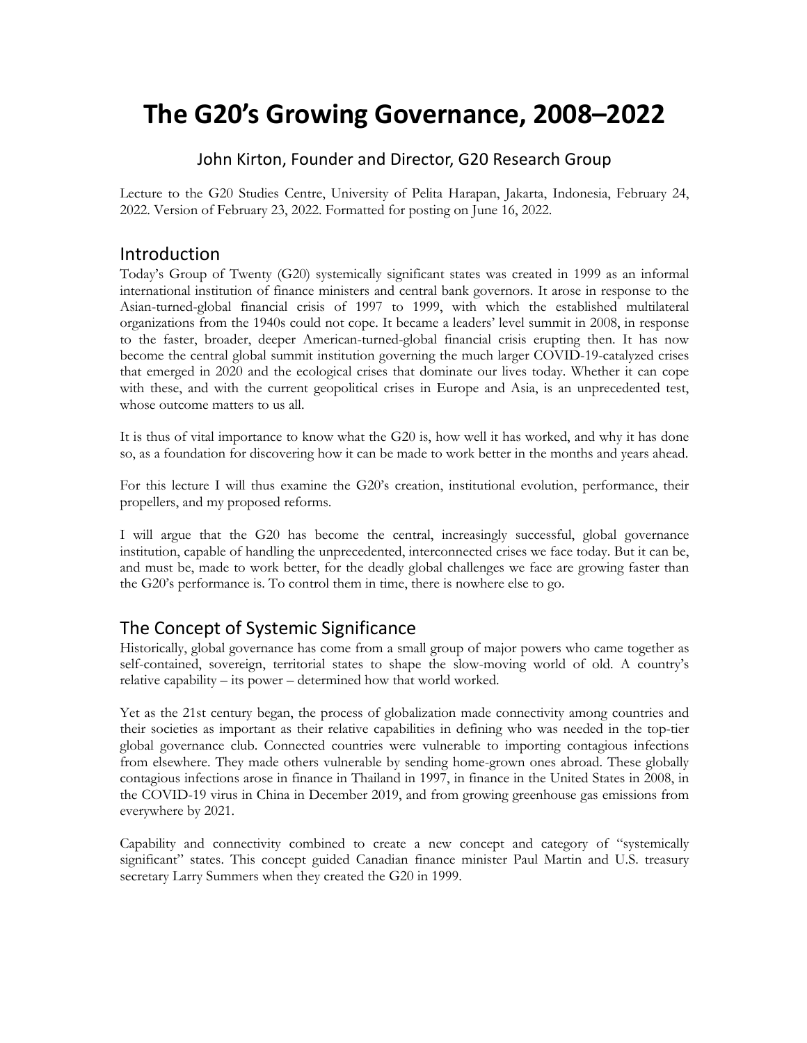# The G20's Growing Governance, 2008–2022

John Kirton, Founder and Director, G20 Research Group

Lecture to the G20 Studies Centre, University of Pelita Harapan, Jakarta, Indonesia, February 24, 2022. Version of February 23, 2022. Formatted for posting on June 16, 2022.

## Introduction

Today's Group of Twenty (G20) systemically significant states was created in 1999 as an informal international institution of finance ministers and central bank governors. It arose in response to the Asian-turned-global financial crisis of 1997 to 1999, with which the established multilateral organizations from the 1940s could not cope. It became a leaders' level summit in 2008, in response to the faster, broader, deeper American-turned-global financial crisis erupting then. It has now become the central global summit institution governing the much larger COVID-19-catalyzed crises that emerged in 2020 and the ecological crises that dominate our lives today. Whether it can cope with these, and with the current geopolitical crises in Europe and Asia, is an unprecedented test, whose outcome matters to us all.

It is thus of vital importance to know what the G20 is, how well it has worked, and why it has done so, as a foundation for discovering how it can be made to work better in the months and years ahead.

For this lecture I will thus examine the G20's creation, institutional evolution, performance, their propellers, and my proposed reforms.

I will argue that the G20 has become the central, increasingly successful, global governance institution, capable of handling the unprecedented, interconnected crises we face today. But it can be, and must be, made to work better, for the deadly global challenges we face are growing faster than the G20's performance is. To control them in time, there is nowhere else to go.

## The Concept of Systemic Significance

Historically, global governance has come from a small group of major powers who came together as self-contained, sovereign, territorial states to shape the slow-moving world of old. A country's relative capability – its power – determined how that world worked.

Yet as the 21st century began, the process of globalization made connectivity among countries and their societies as important as their relative capabilities in defining who was needed in the top-tier global governance club. Connected countries were vulnerable to importing contagious infections from elsewhere. They made others vulnerable by sending home-grown ones abroad. These globally contagious infections arose in finance in Thailand in 1997, in finance in the United States in 2008, in the COVID-19 virus in China in December 2019, and from growing greenhouse gas emissions from everywhere by 2021.

Capability and connectivity combined to create a new concept and category of "systemically significant" states. This concept guided Canadian finance minister Paul Martin and U.S. treasury secretary Larry Summers when they created the G20 in 1999.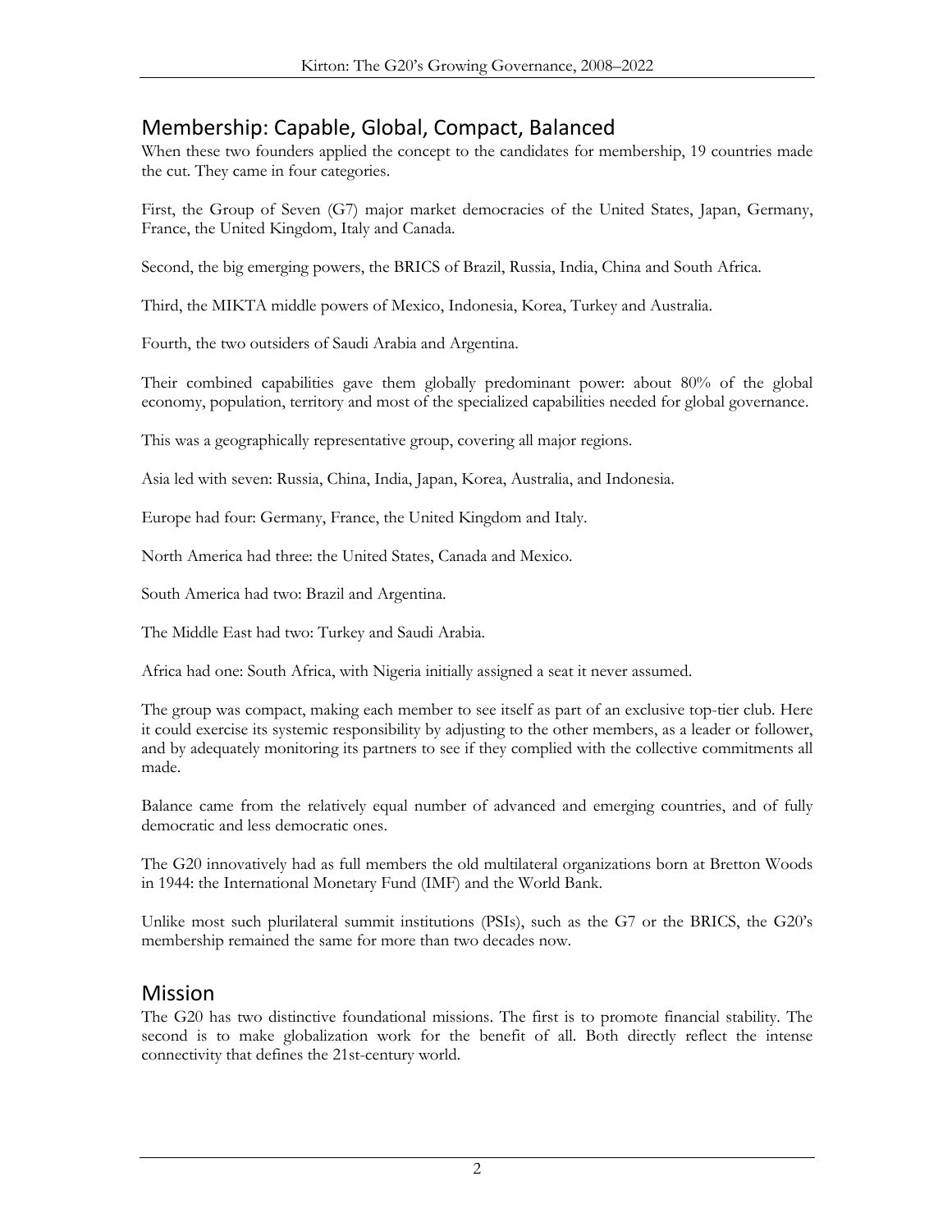## Membership: Capable, Global, Compact, Balanced

When these two founders applied the concept to the candidates for membership, 19 countries made the cut. They came in four categories.

First, the Group of Seven (G7) major market democracies of the United States, Japan, Germany, France, the United Kingdom, Italy and Canada.

Second, the big emerging powers, the BRICS of Brazil, Russia, India, China and South Africa.

Third, the MIKTA middle powers of Mexico, Indonesia, Korea, Turkey and Australia.

Fourth, the two outsiders of Saudi Arabia and Argentina.

Their combined capabilities gave them globally predominant power: about 80% of the global economy, population, territory and most of the specialized capabilities needed for global governance.

This was a geographically representative group, covering all major regions.

Asia led with seven: Russia, China, India, Japan, Korea, Australia, and Indonesia.

Europe had four: Germany, France, the United Kingdom and Italy.

North America had three: the United States, Canada and Mexico.

South America had two: Brazil and Argentina.

The Middle East had two: Turkey and Saudi Arabia.

Africa had one: South Africa, with Nigeria initially assigned a seat it never assumed.

The group was compact, making each member to see itself as part of an exclusive top-tier club. Here it could exercise its systemic responsibility by adjusting to the other members, as a leader or follower, and by adequately monitoring its partners to see if they complied with the collective commitments all made.

Balance came from the relatively equal number of advanced and emerging countries, and of fully democratic and less democratic ones.

The G20 innovatively had as full members the old multilateral organizations born at Bretton Woods in 1944: the International Monetary Fund (IMF) and the World Bank.

Unlike most such plurilateral summit institutions (PSIs), such as the G7 or the BRICS, the G20's membership remained the same for more than two decades now.

## Mission

The G20 has two distinctive foundational missions. The first is to promote financial stability. The second is to make globalization work for the benefit of all. Both directly reflect the intense connectivity that defines the 21st-century world.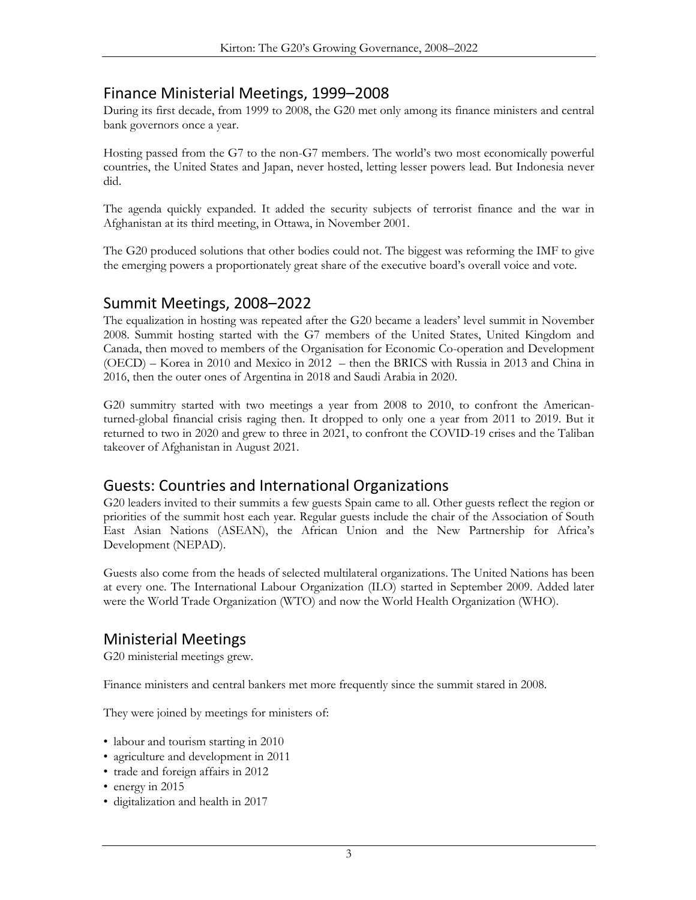## Finance Ministerial Meetings, 1999–2008

During its first decade, from 1999 to 2008, the G20 met only among its finance ministers and central bank governors once a year.

Hosting passed from the G7 to the non-G7 members. The world's two most economically powerful countries, the United States and Japan, never hosted, letting lesser powers lead. But Indonesia never did.

The agenda quickly expanded. It added the security subjects of terrorist finance and the war in Afghanistan at its third meeting, in Ottawa, in November 2001.

The G20 produced solutions that other bodies could not. The biggest was reforming the IMF to give the emerging powers a proportionately great share of the executive board's overall voice and vote.

## Summit Meetings, 2008–2022

The equalization in hosting was repeated after the G20 became a leaders' level summit in November 2008. Summit hosting started with the G7 members of the United States, United Kingdom and Canada, then moved to members of the Organisation for Economic Co-operation and Development (OECD) – Korea in 2010 and Mexico in 2012 – then the BRICS with Russia in 2013 and China in 2016, then the outer ones of Argentina in 2018 and Saudi Arabia in 2020.

G20 summitry started with two meetings a year from 2008 to 2010, to confront the American-turned-global financial crisis raging then. It dropped to only one a year from 2011 to 2019. But it returned to two in 2020 and grew to three in 2021, to confront the COVID-19 crises and the Taliban takeover of Afghanistan in August 2021.

## Guests: Countries and International Organizations

G20 leaders invited to their summits a few guests Spain came to all. Other guests reflect the region or priorities of the summit host each year. Regular guests include the chair of the Association of South East Asian Nations (ASEAN), the African Union and the New Partnership for Africa's Development (NEPAD).

Guests also come from the heads of selected multilateral organizations. The United Nations has been at every one. The International Labour Organization (ILO) started in September 2009. Added later were the World Trade Organization (WTO) and now the World Health Organization (WHO).

## Ministerial Meetings

G20 ministerial meetings grew.

Finance ministers and central bankers met more frequently since the summit stared in 2008.

They were joined by meetings for ministers of:

- labour and tourism starting in 2010
- agriculture and development in 2011
- trade and foreign affairs in 2012
- energy in 2015
- digitalization and health in 2017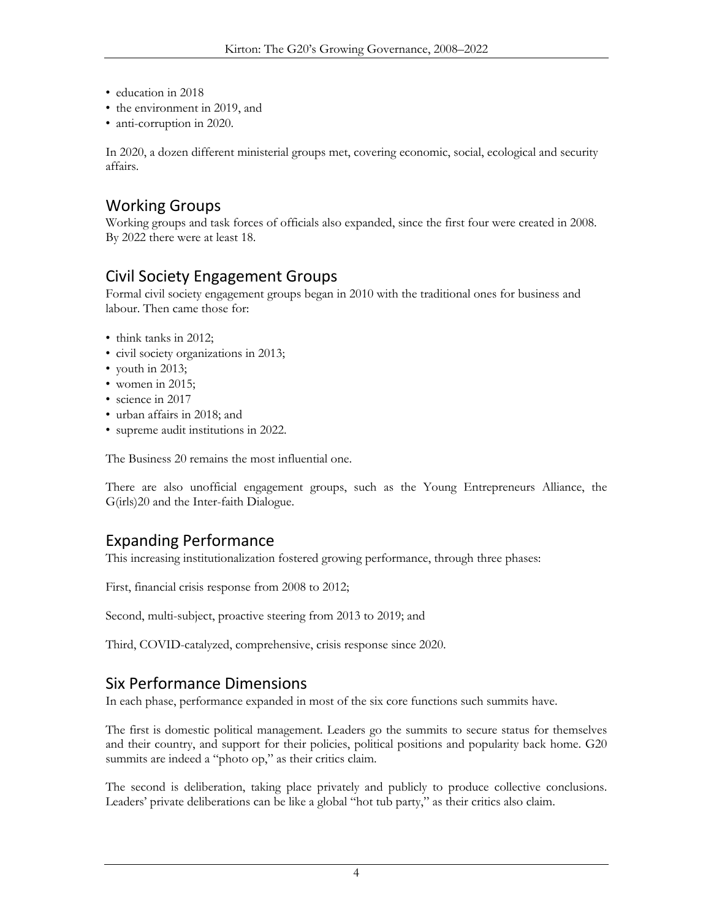- education in 2018
- the environment in 2019, and
- anti-corruption in 2020.

In 2020, a dozen different ministerial groups met, covering economic, social, ecological and security affairs.

## Working Groups

Working groups and task forces of officials also expanded, since the first four were created in 2008. By 2022 there were at least 18.

## Civil Society Engagement Groups

Formal civil society engagement groups began in 2010 with the traditional ones for business and labour. Then came those for:

- think tanks in 2012;
- civil society organizations in 2013;
- youth in 2013;
- women in 2015;
- science in 2017
- urban affairs in 2018; and
- supreme audit institutions in 2022.

The Business 20 remains the most influential one.

There are also unofficial engagement groups, such as the Young Entrepreneurs Alliance, the G(irls)20 and the Inter-faith Dialogue.

## Expanding Performance

This increasing institutionalization fostered growing performance, through three phases:

First, financial crisis response from 2008 to 2012;

Second, multi-subject, proactive steering from 2013 to 2019; and

Third, COVID-catalyzed, comprehensive, crisis response since 2020.

## Six Performance Dimensions

In each phase, performance expanded in most of the six core functions such summits have.

The first is domestic political management. Leaders go the summits to secure status for themselves and their country, and support for their policies, political positions and popularity back home. G20 summits are indeed a "photo op," as their critics claim.

The second is deliberation, taking place privately and publicly to produce collective conclusions. Leaders' private deliberations can be like a global "hot tub party," as their critics also claim.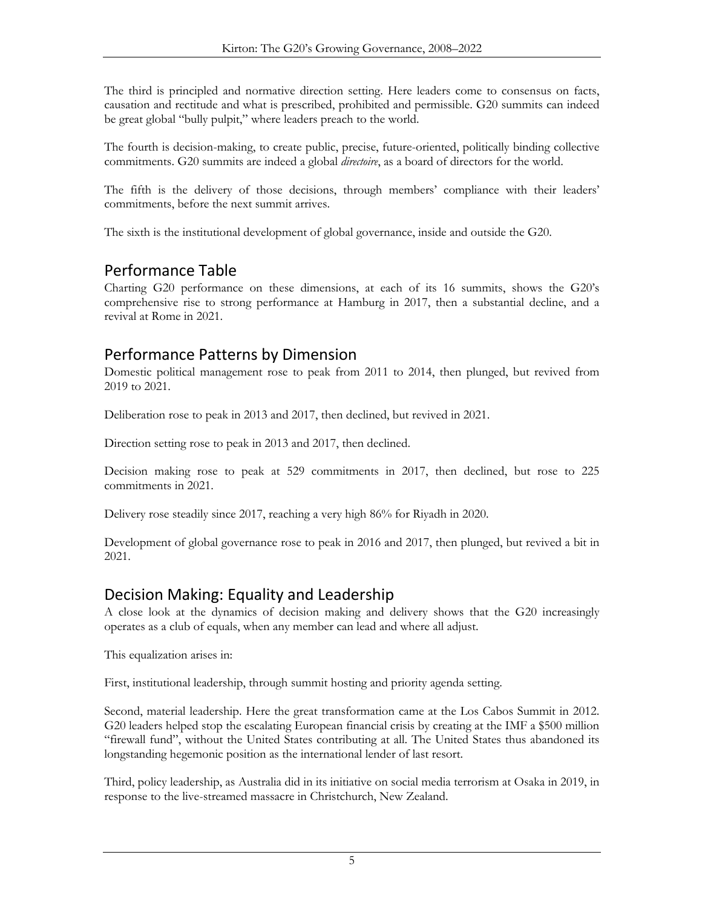The third is principled and normative direction setting. Here leaders come to consensus on facts, causation and rectitude and what is prescribed, prohibited and permissible. G20 summits can indeed be great global "bully pulpit," where leaders preach to the world.

The fourth is decision-making, to create public, precise, future-oriented, politically binding collective commitments. G20 summits are indeed a global *directoire*, as a board of directors for the world.

The fifth is the delivery of those decisions, through members' compliance with their leaders' commitments, before the next summit arrives.

The sixth is the institutional development of global governance, inside and outside the G20.

## Performance Table

Charting G20 performance on these dimensions, at each of its 16 summits, shows the G20's comprehensive rise to strong performance at Hamburg in 2017, then a substantial decline, and a revival at Rome in 2021.

## Performance Patterns by Dimension

Domestic political management rose to peak from 2011 to 2014, then plunged, but revived from 2019 to 2021.

Deliberation rose to peak in 2013 and 2017, then declined, but revived in 2021.

Direction setting rose to peak in 2013 and 2017, then declined.

Decision making rose to peak at 529 commitments in 2017, then declined, but rose to 225 commitments in 2021.

Delivery rose steadily since 2017, reaching a very high 86% for Riyadh in 2020.

Development of global governance rose to peak in 2016 and 2017, then plunged, but revived a bit in 2021.

## Decision Making: Equality and Leadership

A close look at the dynamics of decision making and delivery shows that the G20 increasingly operates as a club of equals, when any member can lead and where all adjust.

This equalization arises in:

First, institutional leadership, through summit hosting and priority agenda setting.

Second, material leadership. Here the great transformation came at the Los Cabos Summit in 2012. G20 leaders helped stop the escalating European financial crisis by creating at the IMF a $500 million "firewall fund", without the United States contributing at all. The United States thus abandoned its longstanding hegemonic position as the international lender of last resort.

Third, policy leadership, as Australia did in its initiative on social media terrorism at Osaka in 2019, in response to the live-streamed massacre in Christchurch, New Zealand.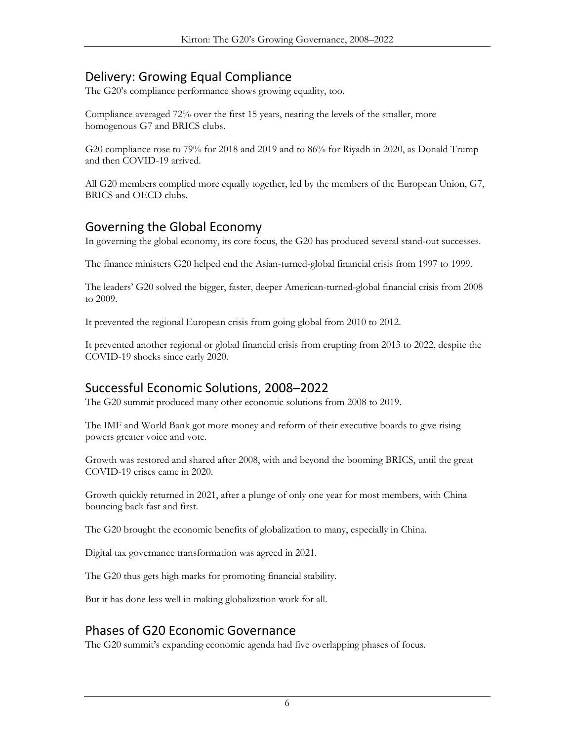## Delivery: Growing Equal Compliance

The G20's compliance performance shows growing equality, too.

Compliance averaged 72% over the first 15 years, nearing the levels of the smaller, more homogenous G7 and BRICS clubs.

G20 compliance rose to 79% for 2018 and 2019 and to 86% for Riyadh in 2020, as Donald Trump and then COVID-19 arrived.

All G20 members complied more equally together, led by the members of the European Union, G7, BRICS and OECD clubs.

## Governing the Global Economy

In governing the global economy, its core focus, the G20 has produced several stand-out successes.

The finance ministers G20 helped end the Asian-turned-global financial crisis from 1997 to 1999.

The leaders' G20 solved the bigger, faster, deeper American-turned-global financial crisis from 2008 to 2009.

It prevented the regional European crisis from going global from 2010 to 2012.

It prevented another regional or global financial crisis from erupting from 2013 to 2022, despite the COVID-19 shocks since early 2020.

## Successful Economic Solutions, 2008–2022

The G20 summit produced many other economic solutions from 2008 to 2019.

The IMF and World Bank got more money and reform of their executive boards to give rising powers greater voice and vote.

Growth was restored and shared after 2008, with and beyond the booming BRICS, until the great COVID-19 crises came in 2020.

Growth quickly returned in 2021, after a plunge of only one year for most members, with China bouncing back fast and first.

The G20 brought the economic benefits of globalization to many, especially in China.

Digital tax governance transformation was agreed in 2021.

The G20 thus gets high marks for promoting financial stability.

But it has done less well in making globalization work for all.

## Phases of G20 Economic Governance

The G20 summit's expanding economic agenda had five overlapping phases of focus.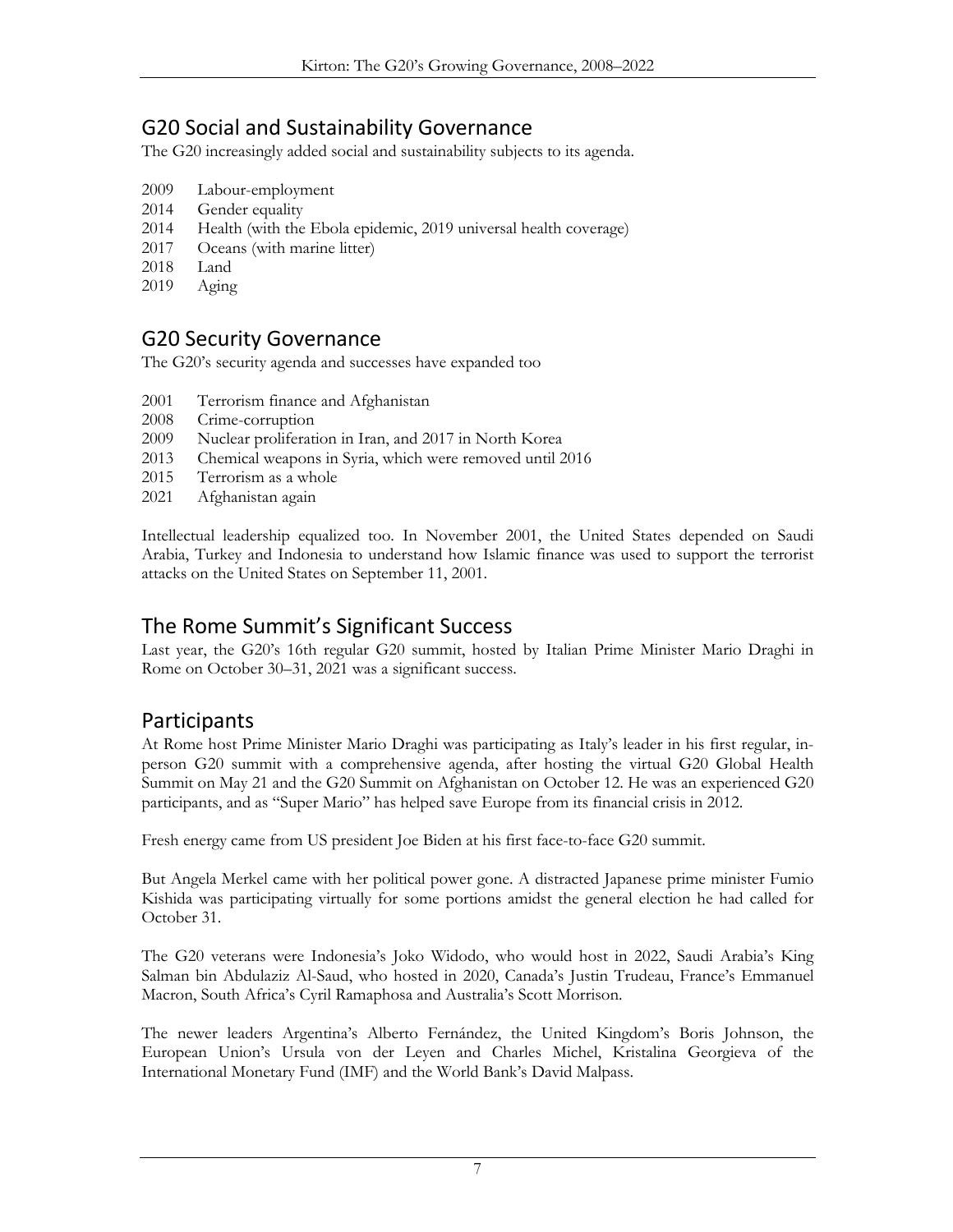## G20 Social and Sustainability Governance

The G20 increasingly added social and sustainability subjects to its agenda.

- 2009 Labour-employment
- 2014 Gender equality
- 2014 Health (with the Ebola epidemic, 2019 universal health coverage)
- 2017 Oceans (with marine litter)
- 2018 Land
- 2019 Aging

## G20 Security Governance

The G20's security agenda and successes have expanded too

- 2001 Terrorism finance and Afghanistan
- 2008 Crime-corruption
- 2009 Nuclear proliferation in Iran, and 2017 in North Korea
- 2013 Chemical weapons in Syria, which were removed until 2016
- 2015 Terrorism as a whole
- 2021 Afghanistan again

Intellectual leadership equalized too. In November 2001, the United States depended on Saudi Arabia, Turkey and Indonesia to understand how Islamic finance was used to support the terrorist attacks on the United States on September 11, 2001.

## The Rome Summit's Significant Success

Last year, the G20's 16th regular G20 summit, hosted by Italian Prime Minister Mario Draghi in Rome on October 30–31, 2021 was a significant success.

## Participants

At Rome host Prime Minister Mario Draghi was participating as Italy's leader in his first regular, in-person G20 summit with a comprehensive agenda, after hosting the virtual G20 Global Health Summit on May 21 and the G20 Summit on Afghanistan on October 12. He was an experienced G20 participants, and as "Super Mario" has helped save Europe from its financial crisis in 2012.

Fresh energy came from US president Joe Biden at his first face-to-face G20 summit.

But Angela Merkel came with her political power gone. A distracted Japanese prime minister Fumio Kishida was participating virtually for some portions amidst the general election he had called for October 31.

The G20 veterans were Indonesia's Joko Widodo, who would host in 2022, Saudi Arabia's King Salman bin Abdulaziz Al-Saud, who hosted in 2020, Canada's Justin Trudeau, France's Emmanuel Macron, South Africa's Cyril Ramaphosa and Australia's Scott Morrison.

The newer leaders Argentina's Alberto Fernández, the United Kingdom's Boris Johnson, the European Union's Ursula von der Leyen and Charles Michel, Kristalina Georgieva of the International Monetary Fund (IMF) and the World Bank's David Malpass.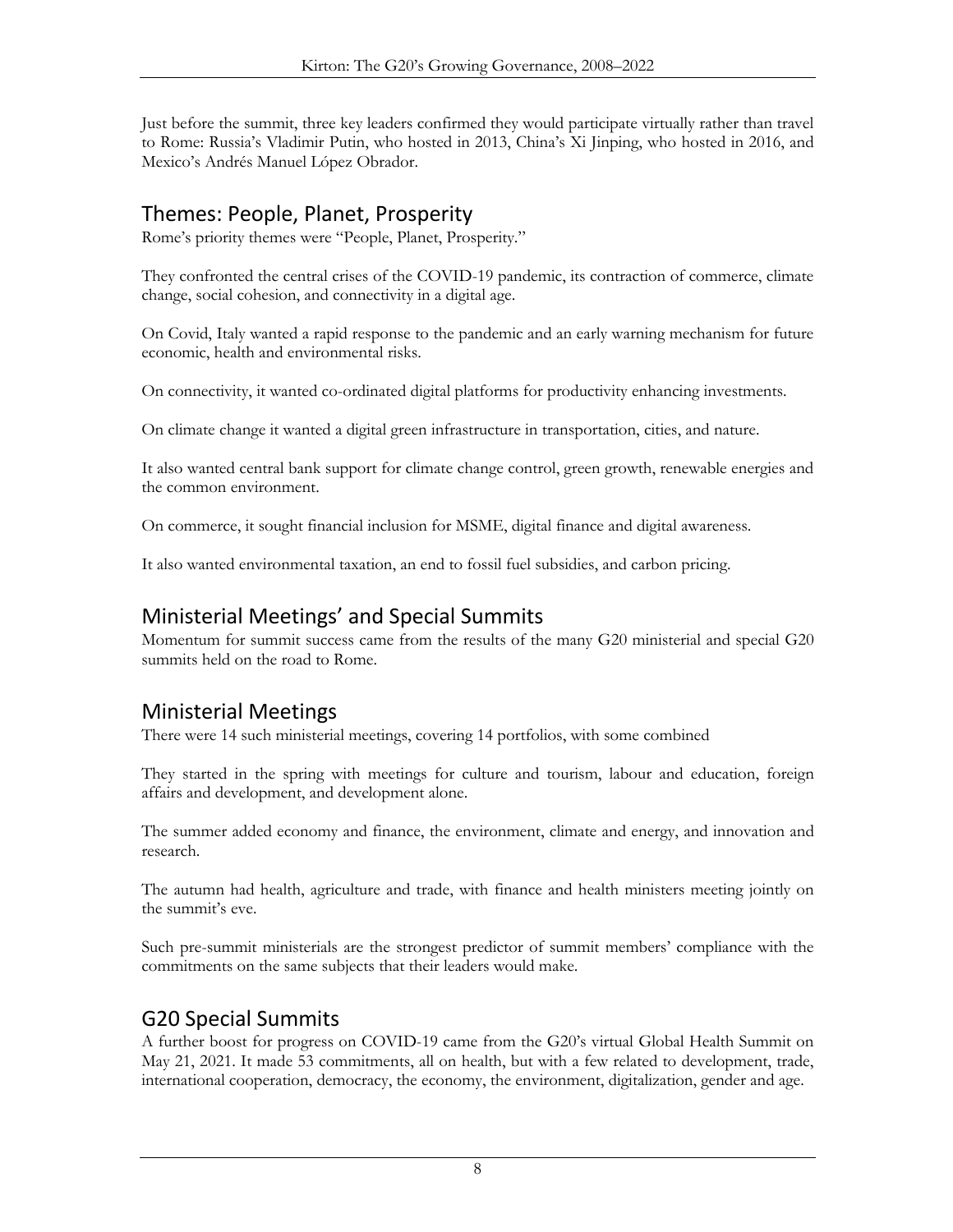Just before the summit, three key leaders confirmed they would participate virtually rather than travel to Rome: Russia's Vladimir Putin, who hosted in 2013, China's Xi Jinping, who hosted in 2016, and Mexico's Andrés Manuel López Obrador.

## Themes: People, Planet, Prosperity

Rome's priority themes were "People, Planet, Prosperity."

They confronted the central crises of the COVID-19 pandemic, its contraction of commerce, climate change, social cohesion, and connectivity in a digital age.

On Covid, Italy wanted a rapid response to the pandemic and an early warning mechanism for future economic, health and environmental risks.

On connectivity, it wanted co-ordinated digital platforms for productivity enhancing investments.

On climate change it wanted a digital green infrastructure in transportation, cities, and nature.

It also wanted central bank support for climate change control, green growth, renewable energies and the common environment.

On commerce, it sought financial inclusion for MSME, digital finance and digital awareness.

It also wanted environmental taxation, an end to fossil fuel subsidies, and carbon pricing.

## Ministerial Meetings' and Special Summits

Momentum for summit success came from the results of the many G20 ministerial and special G20 summits held on the road to Rome.

## Ministerial Meetings

There were 14 such ministerial meetings, covering 14 portfolios, with some combined

They started in the spring with meetings for culture and tourism, labour and education, foreign affairs and development, and development alone.

The summer added economy and finance, the environment, climate and energy, and innovation and research.

The autumn had health, agriculture and trade, with finance and health ministers meeting jointly on the summit's eve.

Such pre-summit ministerials are the strongest predictor of summit members' compliance with the commitments on the same subjects that their leaders would make.

## G20 Special Summits

A further boost for progress on COVID-19 came from the G20's virtual Global Health Summit on May 21, 2021. It made 53 commitments, all on health, but with a few related to development, trade, international cooperation, democracy, the economy, the environment, digitalization, gender and age.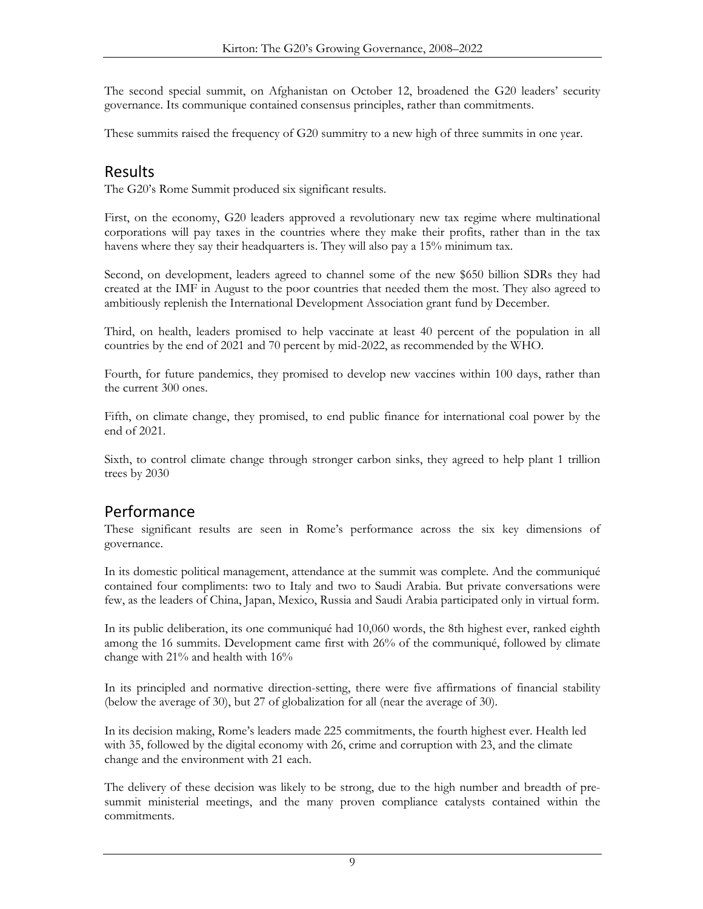The second special summit, on Afghanistan on October 12, broadened the G20 leaders' security governance. Its communique contained consensus principles, rather than commitments.

These summits raised the frequency of G20 summitry to a new high of three summits in one year.

## Results

The G20's Rome Summit produced six significant results.

First, on the economy, G20 leaders approved a revolutionary new tax regime where multinational corporations will pay taxes in the countries where they make their profits, rather than in the tax havens where they say their headquarters is. They will also pay a 15% minimum tax.

Second, on development, leaders agreed to channel some of the new $650 billion SDRs they had created at the IMF in August to the poor countries that needed them the most. They also agreed to ambitiously replenish the International Development Association grant fund by December.

Third, on health, leaders promised to help vaccinate at least 40 percent of the population in all countries by the end of 2021 and 70 percent by mid-2022, as recommended by the WHO.

Fourth, for future pandemics, they promised to develop new vaccines within 100 days, rather than the current 300 ones.

Fifth, on climate change, they promised, to end public finance for international coal power by the end of 2021.

Sixth, to control climate change through stronger carbon sinks, they agreed to help plant 1 trillion trees by 2030

## Performance

These significant results are seen in Rome's performance across the six key dimensions of governance.

In its domestic political management, attendance at the summit was complete. And the communiqué contained four compliments: two to Italy and two to Saudi Arabia. But private conversations were few, as the leaders of China, Japan, Mexico, Russia and Saudi Arabia participated only in virtual form.

In its public deliberation, its one communiqué had 10,060 words, the 8th highest ever, ranked eighth among the 16 summits. Development came first with 26% of the communiqué, followed by climate change with 21% and health with 16%

In its principled and normative direction-setting, there were five affirmations of financial stability (below the average of 30), but 27 of globalization for all (near the average of 30).

In its decision making, Rome's leaders made 225 commitments, the fourth highest ever. Health led with 35, followed by the digital economy with 26, crime and corruption with 23, and the climate change and the environment with 21 each.

The delivery of these decision was likely to be strong, due to the high number and breadth of pre-summit ministerial meetings, and the many proven compliance catalysts contained within the commitments.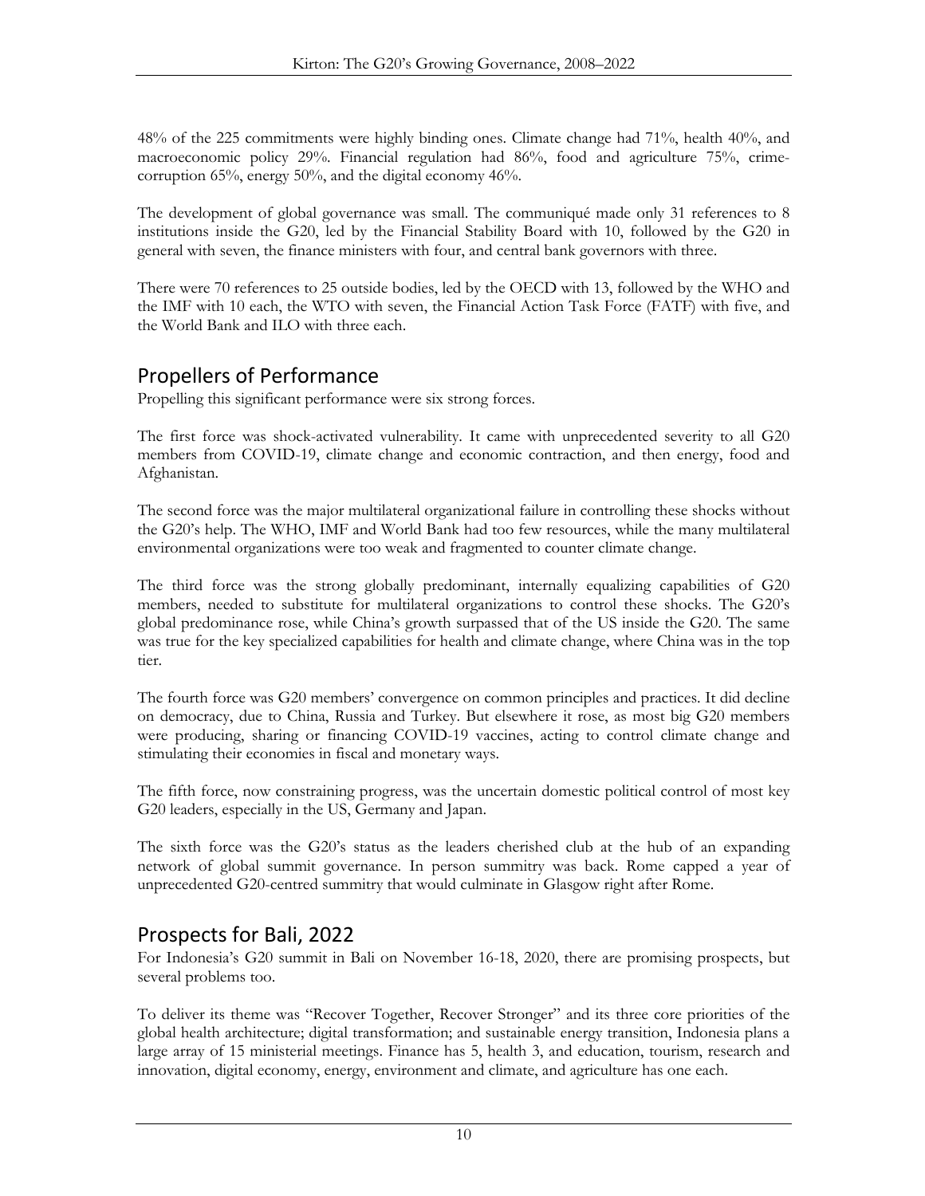48% of the 225 commitments were highly binding ones. Climate change had 71%, health 40%, and macroeconomic policy 29%. Financial regulation had 86%, food and agriculture 75%, crime-corruption 65%, energy 50%, and the digital economy 46%.

The development of global governance was small. The communiqué made only 31 references to 8 institutions inside the G20, led by the Financial Stability Board with 10, followed by the G20 in general with seven, the finance ministers with four, and central bank governors with three.

There were 70 references to 25 outside bodies, led by the OECD with 13, followed by the WHO and the IMF with 10 each, the WTO with seven, the Financial Action Task Force (FATF) with five, and the World Bank and ILO with three each.

## Propellers of Performance

Propelling this significant performance were six strong forces.

The first force was shock-activated vulnerability. It came with unprecedented severity to all G20 members from COVID-19, climate change and economic contraction, and then energy, food and Afghanistan.

The second force was the major multilateral organizational failure in controlling these shocks without the G20's help. The WHO, IMF and World Bank had too few resources, while the many multilateral environmental organizations were too weak and fragmented to counter climate change.

The third force was the strong globally predominant, internally equalizing capabilities of G20 members, needed to substitute for multilateral organizations to control these shocks. The G20's global predominance rose, while China's growth surpassed that of the US inside the G20. The same was true for the key specialized capabilities for health and climate change, where China was in the top tier.

The fourth force was G20 members' convergence on common principles and practices. It did decline on democracy, due to China, Russia and Turkey. But elsewhere it rose, as most big G20 members were producing, sharing or financing COVID-19 vaccines, acting to control climate change and stimulating their economies in fiscal and monetary ways.

The fifth force, now constraining progress, was the uncertain domestic political control of most key G20 leaders, especially in the US, Germany and Japan.

The sixth force was the G20's status as the leaders cherished club at the hub of an expanding network of global summit governance. In person summitry was back. Rome capped a year of unprecedented G20-centred summitry that would culminate in Glasgow right after Rome.

## Prospects for Bali, 2022

For Indonesia's G20 summit in Bali on November 16-18, 2020, there are promising prospects, but several problems too.

To deliver its theme was "Recover Together, Recover Stronger" and its three core priorities of the global health architecture; digital transformation; and sustainable energy transition, Indonesia plans a large array of 15 ministerial meetings. Finance has 5, health 3, and education, tourism, research and innovation, digital economy, energy, environment and climate, and agriculture has one each.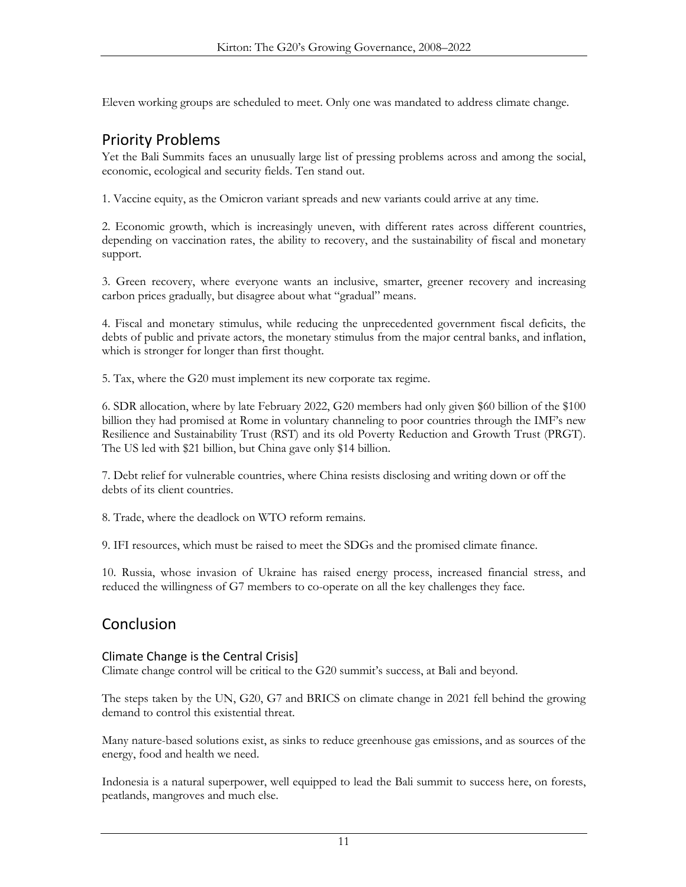Eleven working groups are scheduled to meet. Only one was mandated to address climate change.

## Priority Problems

Yet the Bali Summits faces an unusually large list of pressing problems across and among the social, economic, ecological and security fields. Ten stand out.

1. Vaccine equity, as the Omicron variant spreads and new variants could arrive at any time.

2. Economic growth, which is increasingly uneven, with different rates across different countries, depending on vaccination rates, the ability to recovery, and the sustainability of fiscal and monetary support.

3. Green recovery, where everyone wants an inclusive, smarter, greener recovery and increasing carbon prices gradually, but disagree about what "gradual" means.

4. Fiscal and monetary stimulus, while reducing the unprecedented government fiscal deficits, the debts of public and private actors, the monetary stimulus from the major central banks, and inflation, which is stronger for longer than first thought.

5. Tax, where the G20 must implement its new corporate tax regime.

6. SDR allocation, where by late February 2022, G20 members had only given $60 billion of the $100 billion they had promised at Rome in voluntary channeling to poor countries through the IMF's new Resilience and Sustainability Trust (RST) and its old Poverty Reduction and Growth Trust (PRGT). The US led with $21 billion, but China gave only $14 billion.

7. Debt relief for vulnerable countries, where China resists disclosing and writing down or off the debts of its client countries.

8. Trade, where the deadlock on WTO reform remains.

9. IFI resources, which must be raised to meet the SDGs and the promised climate finance.

10. Russia, whose invasion of Ukraine has raised energy process, increased financial stress, and reduced the willingness of G7 members to co-operate on all the key challenges they face.

## Conclusion

### Climate Change is the Central Crisis]

Climate change control will be critical to the G20 summit's success, at Bali and beyond.

The steps taken by the UN, G20, G7 and BRICS on climate change in 2021 fell behind the growing demand to control this existential threat.

Many nature-based solutions exist, as sinks to reduce greenhouse gas emissions, and as sources of the energy, food and health we need.

Indonesia is a natural superpower, well equipped to lead the Bali summit to success here, on forests, peatlands, mangroves and much else.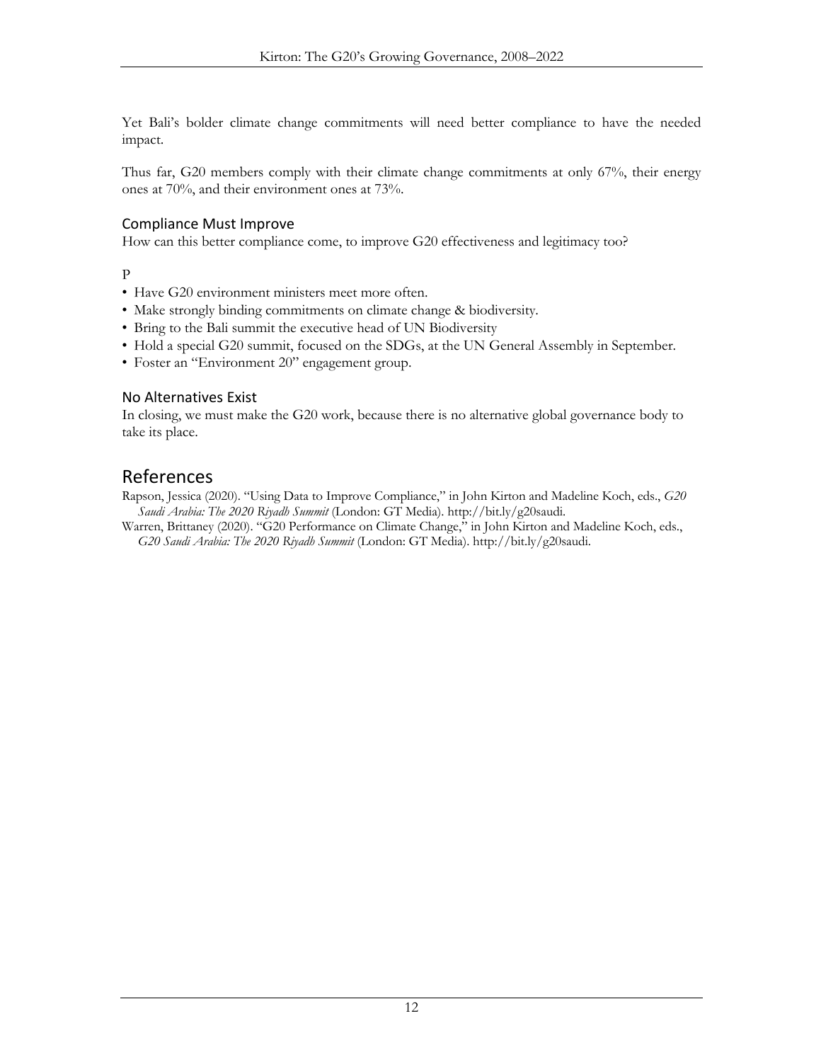Yet Bali's bolder climate change commitments will need better compliance to have the needed impact.

Thus far, G20 members comply with their climate change commitments at only 67%, their energy ones at 70%, and their environment ones at 73%.

### Compliance Must Improve

How can this better compliance come, to improve G20 effectiveness and legitimacy too?

P

- Have G20 environment ministers meet more often.
- Make strongly binding commitments on climate change & biodiversity.
- Bring to the Bali summit the executive head of UN Biodiversity
- Hold a special G20 summit, focused on the SDGs, at the UN General Assembly in September.
- Foster an "Environment 20" engagement group.

### No Alternatives Exist

In closing, we must make the G20 work, because there is no alternative global governance body to take its place.

## References

Rapson, Jessica (2020). "Using Data to Improve Compliance," in John Kirton and Madeline Koch, eds., *G20 Saudi Arabia: The 2020 Riyadh Summit* (London: GT Media). http://bit.ly/g20saudi.

Warren, Brittaney (2020). "G20 Performance on Climate Change," in John Kirton and Madeline Koch, eds., *G20 Saudi Arabia: The 2020 Riyadh Summit* (London: GT Media). http://bit.ly/g20saudi.